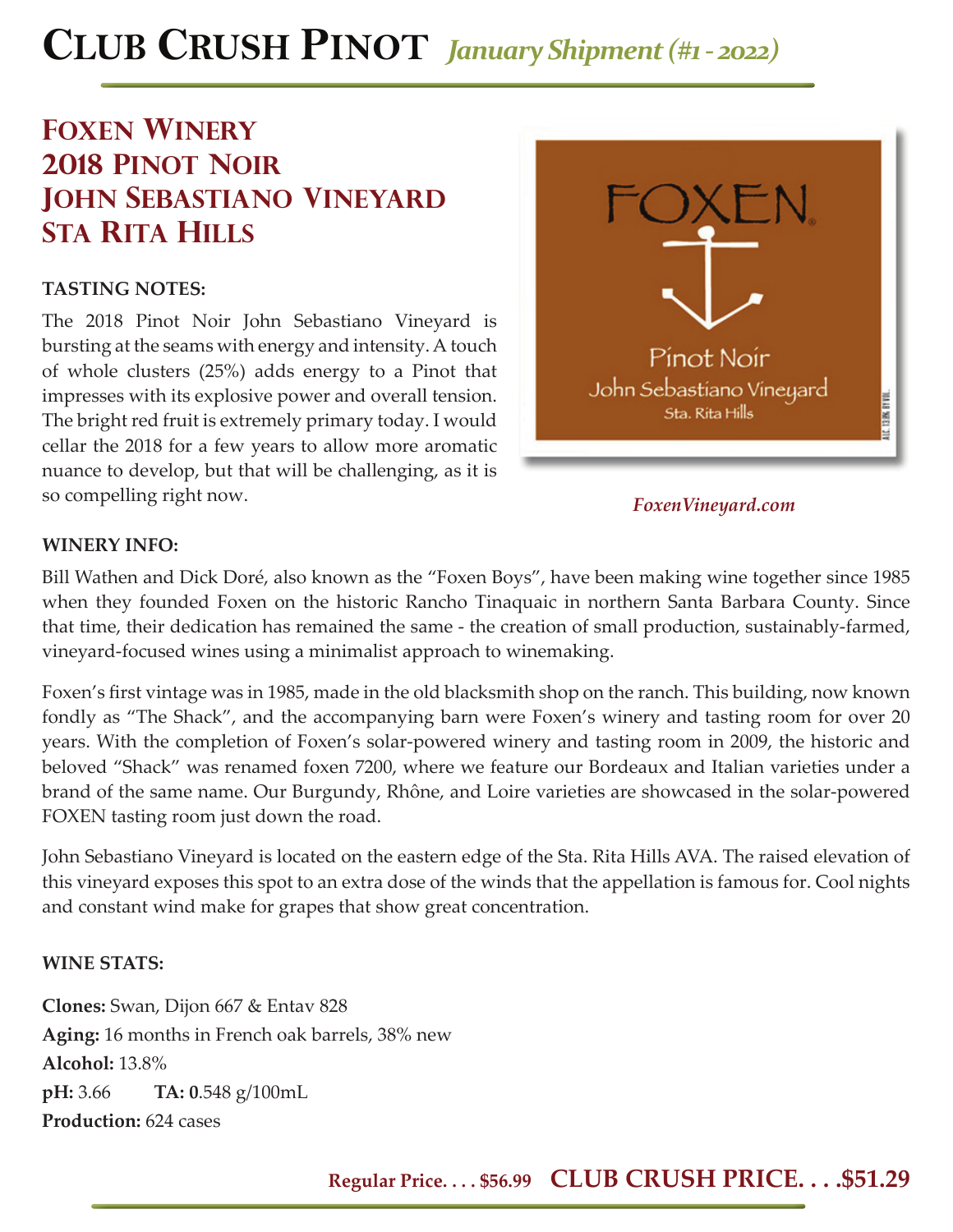# Club Crush Pinot *January Shipment (#1 - 2022)*

## Foxen Winery 2018 Pinot Noir John Sebastiano Vineyard Sta Rita Hills

**TASTING NOTES:**

The 2018 Pinot Noir John Sebastiano Vineyard is bursting at the seams with energy and intensity. A touch of whole clusters (25%) adds energy to a Pinot that impresses with its explosive power and overall tension. The bright red fruit is extremely primary today. I would cellar the 2018 for a few years to allow more aromatic nuance to develop, but that will be challenging, as it is so compelling right now.

FOXEN

Pinot Noir
John Sebastiano Vineyard
Sta. Rita Hills

*FoxenVineyard.com*

**WINERY INFO:**

Bill Wathen and Dick Doré, also known as the "Foxen Boys", have been making wine together since 1985 when they founded Foxen on the historic Rancho Tinaquaic in northern Santa Barbara County. Since that time, their dedication has remained the same - the creation of small production, sustainably-farmed, vineyard-focused wines using a minimalist approach to winemaking.

Foxen's first vintage was in 1985, made in the old blacksmith shop on the ranch. This building, now known fondly as "The Shack", and the accompanying barn were Foxen's winery and tasting room for over 20 years. With the completion of Foxen's solar-powered winery and tasting room in 2009, the historic and beloved "Shack" was renamed foxen 7200, where we feature our Bordeaux and Italian varieties under a brand of the same name. Our Burgundy, Rhône, and Loire varieties are showcased in the solar-powered FOXEN tasting room just down the road.

John Sebastiano Vineyard is located on the eastern edge of the Sta. Rita Hills AVA. The raised elevation of this vineyard exposes this spot to an extra dose of the winds that the appellation is famous for. Cool nights and constant wind make for grapes that show great concentration.

**WINE STATS:**

**Clones:** Swan, Dijon 667 & Entav 828
**Aging:** 16 months in French oak barrels, 38% new
**Alcohol:** 13.8%
**pH:** 3.66 **TA: 0**.548 g/100mL
**Production:** 624 cases

**Regular Price. . . . $56.99** **CLUB CRUSH PRICE. . . .$51.29**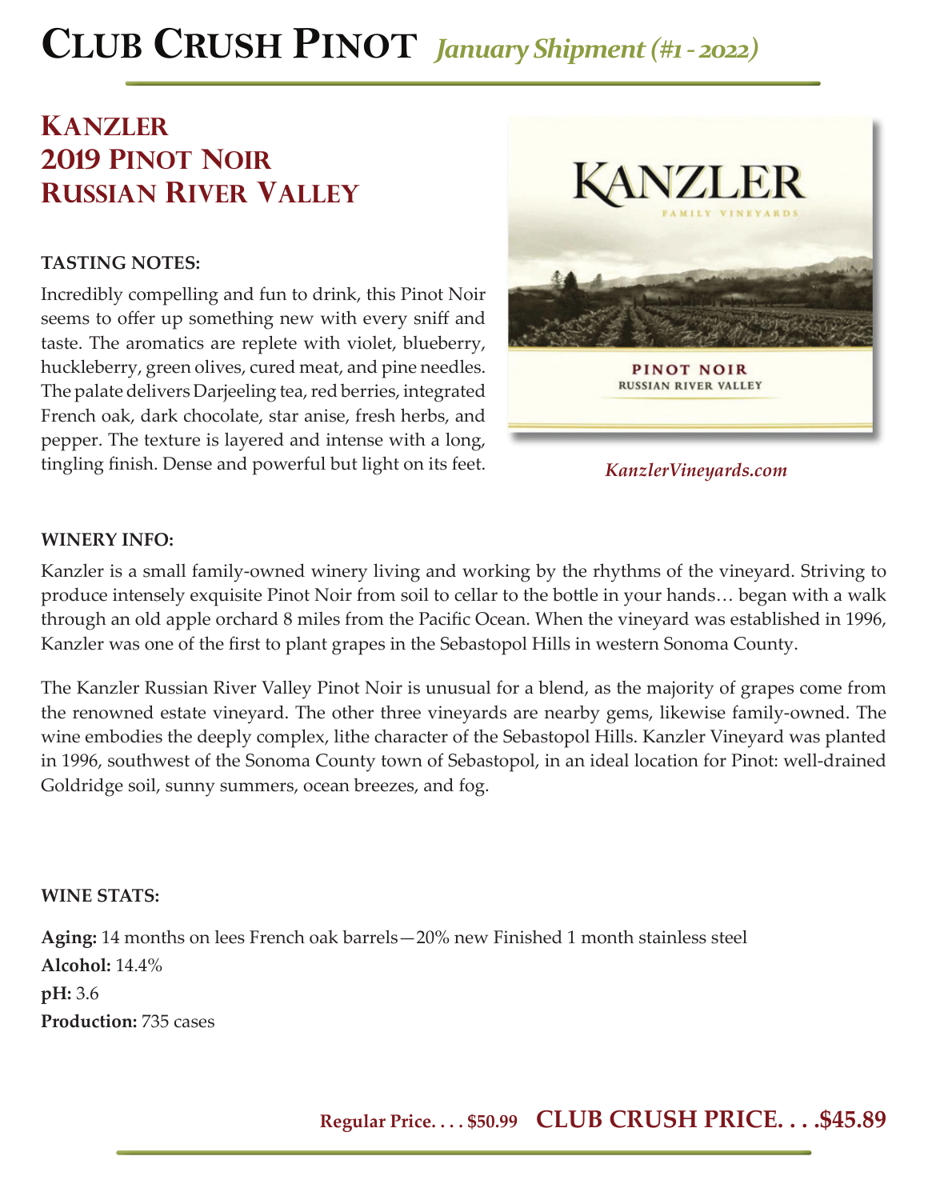# Club Crush Pinot *January Shipment (#1 - 2022)*

## Kanzler
## 2019 Pinot Noir
## Russian River Valley

**TASTING NOTES:**

Incredibly compelling and fun to drink, this Pinot Noir seems to offer up something new with every sniff and taste. The aromatics are replete with violet, blueberry, huckleberry, green olives, cured meat, and pine needles. The palate delivers Darjeeling tea, red berries, integrated French oak, dark chocolate, star anise, fresh herbs, and pepper. The texture is layered and intense with a long, tingling finish. Dense and powerful but light on its feet.

KANZLER
FAMILY VINEYARDS
PINOT NOIR
RUSSIAN RIVER VALLEY

*KanzlerVineyards.com*

**WINERY INFO:**

Kanzler is a small family-owned winery living and working by the rhythms of the vineyard. Striving to produce intensely exquisite Pinot Noir from soil to cellar to the bottle in your hands… began with a walk through an old apple orchard 8 miles from the Pacific Ocean. When the vineyard was established in 1996, Kanzler was one of the first to plant grapes in the Sebastopol Hills in western Sonoma County.

The Kanzler Russian River Valley Pinot Noir is unusual for a blend, as the majority of grapes come from the renowned estate vineyard. The other three vineyards are nearby gems, likewise family-owned. The wine embodies the deeply complex, lithe character of the Sebastopol Hills. Kanzler Vineyard was planted in 1996, southwest of the Sonoma County town of Sebastopol, in an ideal location for Pinot: well-drained Goldridge soil, sunny summers, ocean breezes, and fog.

**WINE STATS:**

**Aging:** 14 months on lees French oak barrels—20% new Finished 1 month stainless steel
**Alcohol:** 14.4%
**pH:** 3.6
**Production:** 735 cases

**Regular Price. . . . $50.99** **CLUB CRUSH PRICE. . . .$45.89**